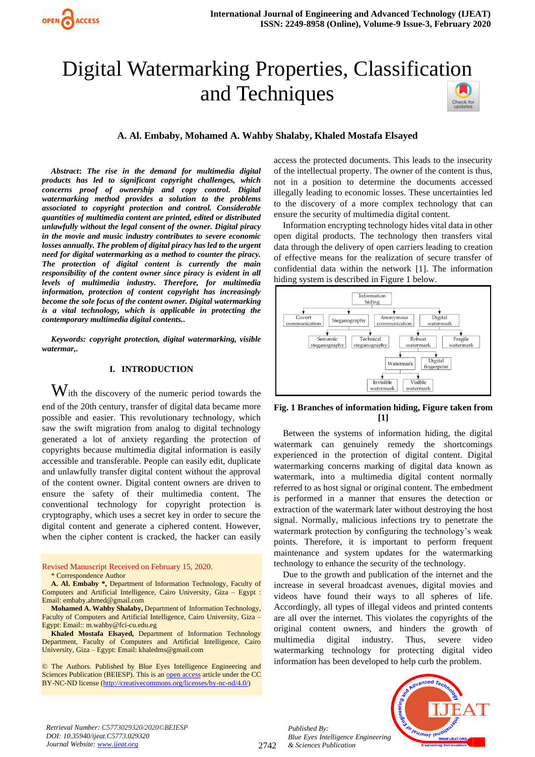# Digital Watermarking Properties, Classification and Techniques

**A. Al. Embaby, Mohamed A. Wahby Shalaby, Khaled Mostafa Elsayed**

***Abstract*****:** ***The rise in the demand for multimedia digital products has led to significant copyright challenges, which concerns proof of ownership and copy control. Digital watermarking method provides a solution to the problems associated to copyright protection and control. Considerable quantities of multimedia content are printed, edited or distributed unlawfully without the legal consent of the owner. Digital piracy in the movie and music industry contributes to severe economic losses annually. The problem of digital piracy has led to the urgent need for digital watermarking as a method to counter the piracy. The protection of digital content is currently the main responsibility of the content owner since piracy is evident in all levels of multimedia industry. Therefore, for multimedia information, protection of content copyright has increasingly become the sole focus of the content owner. Digital watermarking is a vital technology, which is applicable in protecting the contemporary multimedia digital contents..***

***Keywords: copyright protection, digital watermarking, visible watermar,.***

## I. INTRODUCTION

With the discovery of the numeric period towards the end of the 20th century, transfer of digital data became more possible and easier. This revolutionary technology, which saw the swift migration from analog to digital technology generated a lot of anxiety regarding the protection of copyrights because multimedia digital information is easily accessible and transferable. People can easily edit, duplicate and unlawfully transfer digital content without the approval of the content owner. Digital content owners are driven to ensure the safety of their multimedia content. The conventional technology for copyright protection is cryptography, which uses a secret key in order to secure the digital content and generate a ciphered content. However, when the cipher content is cracked, the hacker can easily access the protected documents. This leads to the insecurity of the intellectual property. The owner of the content is thus, not in a position to determine the documents accessed illegally leading to economic losses. These uncertainties led to the discovery of a more complex technology that can ensure the security of multimedia digital content.

Information encrypting technology hides vital data in other open digital products. The technology then transfers vital data through the delivery of open carriers leading to creation of effective means for the realization of secure transfer of confidential data within the network [1]. The information hiding system is described in Figure 1 below.

**Fig. 1 Branches of information hiding, Figure taken from [1]**

Between the systems of information hiding, the digital watermark can genuinely remedy the shortcomings experienced in the protection of digital content. Digital watermarking concerns marking of digital data known as watermark, into a multimedia digital content normally referred to as host signal or original content. The embedment is performed in a manner that ensures the detection or extraction of the watermark later without destroying the host signal. Normally, malicious infections try to penetrate the watermark protection by configuring the technology's weak points. Therefore, it is important to perform frequent maintenance and system updates for the watermarking technology to enhance the security of the technology.

Due to the growth and publication of the internet and the increase in several broadcast avenues, digital movies and videos have found their ways to all spheres of life. Accordingly, all types of illegal videos and printed contents are all over the internet. This violates the copyrights of the original content owners, and hinders the growth of multimedia digital industry. Thus, severe video watermarking technology for protecting digital video information has been developed to help curb the problem.

Revised Manuscript Received on February 15, 2020.

\* Correspondence Author

**A. Al. Embaby \*,** Department of Information Technology, Faculty of Computers and Artificial Intelligence, Cairo University, Giza – Egypt : Email: embaby.ahmed@gmail.com

**Mohamed A. Wahby Shalaby,** Department of Information Technology, Faculty of Computers and Artificial Intelligence, Cairo University, Giza – Egypt: Email:: m.wahby@fci-cu.edu.eg

**Khaled Mostafa Elsayed,** Department of Information Technology Department, Faculty of Computers and Artificial Intelligence, Cairo University, Giza – Egypt: Email: khaledms@gmail.com

© The Authors. Published by Blue Eyes Intelligence Engineering and Sciences Publication (BEIESP). This is an open access article under the CC BY-NC-ND license (http://creativecommons.org/licenses/by-nc-nd/4.0/)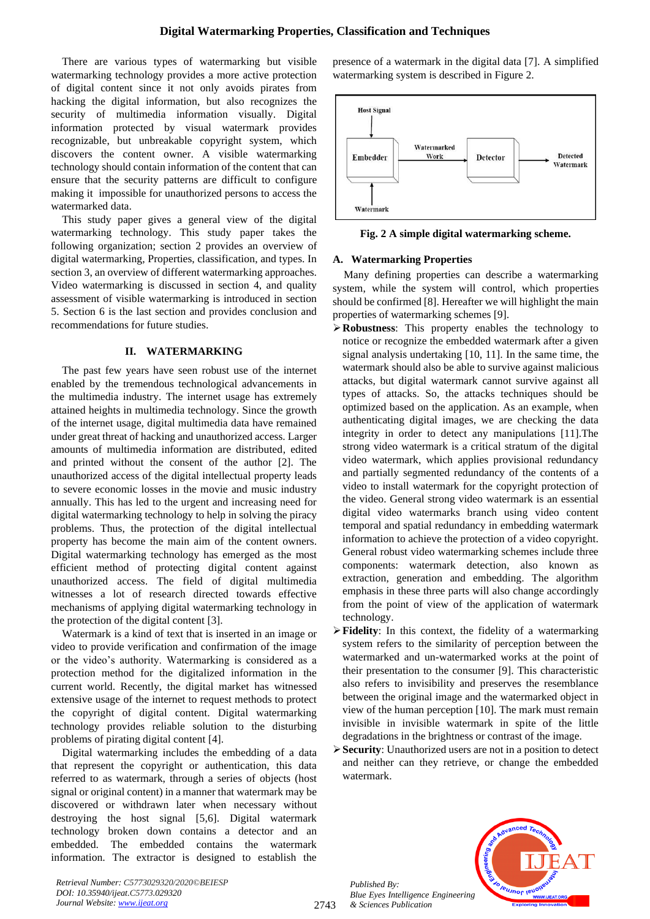There are various types of watermarking but visible watermarking technology provides a more active protection of digital content since it not only avoids pirates from hacking the digital information, but also recognizes the security of multimedia information visually. Digital information protected by visual watermark provides recognizable, but unbreakable copyright system, which discovers the content owner. A visible watermarking technology should contain information of the content that can ensure that the security patterns are difficult to configure making it impossible for unauthorized persons to access the watermarked data.

This study paper gives a general view of the digital watermarking technology. This study paper takes the following organization; section 2 provides an overview of digital watermarking, Properties, classification, and types. In section 3, an overview of different watermarking approaches. Video watermarking is discussed in section 4, and quality assessment of visible watermarking is introduced in section 5. Section 6 is the last section and provides conclusion and recommendations for future studies.

## II. WATERMARKING

The past few years have seen robust use of the internet enabled by the tremendous technological advancements in the multimedia industry. The internet usage has extremely attained heights in multimedia technology. Since the growth of the internet usage, digital multimedia data have remained under great threat of hacking and unauthorized access. Larger amounts of multimedia information are distributed, edited and printed without the consent of the author [2]. The unauthorized access of the digital intellectual property leads to severe economic losses in the movie and music industry annually. This has led to the urgent and increasing need for digital watermarking technology to help in solving the piracy problems. Thus, the protection of the digital intellectual property has become the main aim of the content owners. Digital watermarking technology has emerged as the most efficient method of protecting digital content against unauthorized access. The field of digital multimedia witnesses a lot of research directed towards effective mechanisms of applying digital watermarking technology in the protection of the digital content [3].

Watermark is a kind of text that is inserted in an image or video to provide verification and confirmation of the image or the video's authority. Watermarking is considered as a protection method for the digitalized information in the current world. Recently, the digital market has witnessed extensive usage of the internet to request methods to protect the copyright of digital content. Digital watermarking technology provides reliable solution to the disturbing problems of pirating digital content [4].

Digital watermarking includes the embedding of a data that represent the copyright or authentication, this data referred to as watermark, through a series of objects (host signal or original content) in a manner that watermark may be discovered or withdrawn later when necessary without destroying the host signal [5,6]. Digital watermark technology broken down contains a detector and an embedded. The embedded contains the watermark information. The extractor is designed to establish the presence of a watermark in the digital data [7]. A simplified watermarking system is described in Figure 2.

Host Signal → Embedder (← Watermark) → Watermarked Work → Detector → Detected Watermark

**Fig. 2 A simple digital watermarking scheme.**

### A. Watermarking Properties

Many defining properties can describe a watermarking system, while the system will control, which properties should be confirmed [8]. Hereafter we will highlight the main properties of watermarking schemes [9].

- **Robustness**: This property enables the technology to notice or recognize the embedded watermark after a given signal analysis undertaking [10, 11]. In the same time, the watermark should also be able to survive against malicious attacks, but digital watermark cannot survive against all types of attacks. So, the attacks techniques should be optimized based on the application. As an example, when authenticating digital images, we are checking the data integrity in order to detect any manipulations [11].The strong video watermark is a critical stratum of the digital video watermark, which applies provisional redundancy and partially segmented redundancy of the contents of a video to install watermark for the copyright protection of the video. General strong video watermark is an essential digital video watermarks branch using video content temporal and spatial redundancy in embedding watermark information to achieve the protection of a video copyright. General robust video watermarking schemes include three components: watermark detection, also known as extraction, generation and embedding. The algorithm emphasis in these three parts will also change accordingly from the point of view of the application of watermark technology.
- **Fidelity**: In this context, the fidelity of a watermarking system refers to the similarity of perception between the watermarked and un-watermarked works at the point of their presentation to the consumer [9]. This characteristic also refers to invisibility and preserves the resemblance between the original image and the watermarked object in view of the human perception [10]. The mark must remain invisible in invisible watermark in spite of the little degradations in the brightness or contrast of the image.
- **Security**: Unauthorized users are not in a position to detect and neither can they retrieve, or change the embedded watermark.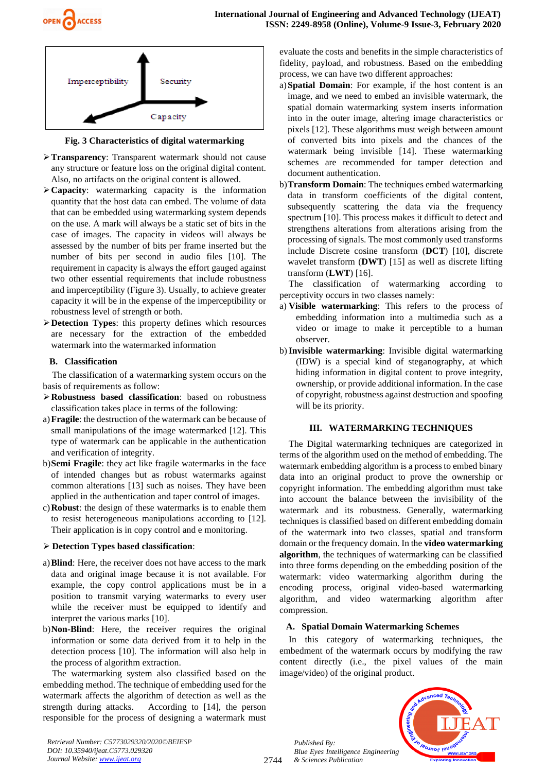Fig. 3 Characteristics of digital watermarking

- **Transparency**: Transparent watermark should not cause any structure or feature loss on the original digital content. Also, no artifacts on the original content is allowed.
- **Capacity**: watermarking capacity is the information quantity that the host data can embed. The volume of data that can be embedded using watermarking system depends on the use. A mark will always be a static set of bits in the case of images. The capacity in videos will always be assessed by the number of bits per frame inserted but the number of bits per second in audio files [10]. The requirement in capacity is always the effort gauged against two other essential requirements that include robustness and imperceptibility (Figure 3). Usually, to achieve greater capacity it will be in the expense of the imperceptibility or robustness level of strength or both.
- **Detection Types**: this property defines which resources are necessary for the extraction of the embedded watermark into the watermarked information

### B. Classification

The classification of a watermarking system occurs on the basis of requirements as follow:

- **Robustness based classification**: based on robustness classification takes place in terms of the following:

a) **Fragile**: the destruction of the watermark can be because of small manipulations of the image watermarked [12]. This type of watermark can be applicable in the authentication and verification of integrity.

b) **Semi Fragile**: they act like fragile watermarks in the face of intended changes but as robust watermarks against common alterations [13] such as noises. They have been applied in the authentication and taper control of images.

c) **Robust**: the design of these watermarks is to enable them to resist heterogeneous manipulations according to [12]. Their application is in copy control and e monitoring.

- **Detection Types based classification**:

a) **Blind**: Here, the receiver does not have access to the mark data and original image because it is not available. For example, the copy control applications must be in a position to transmit varying watermarks to every user while the receiver must be equipped to identify and interpret the various marks [10].

b) **Non-Blind**: Here, the receiver requires the original information or some data derived from it to help in the detection process [10]. The information will also help in the process of algorithm extraction.

The watermarking system also classified based on the embedding method. The technique of embedding used for the watermark affects the algorithm of detection as well as the strength during attacks. According to [14], the person responsible for the process of designing a watermark must evaluate the costs and benefits in the simple characteristics of fidelity, payload, and robustness. Based on the embedding process, we can have two different approaches:

a) **Spatial Domain**: For example, if the host content is an image, and we need to embed an invisible watermark, the spatial domain watermarking system inserts information into in the outer image, altering image characteristics or pixels [12]. These algorithms must weigh between amount of converted bits into pixels and the chances of the watermark being invisible [14]. These watermarking schemes are recommended for tamper detection and document authentication.

b) **Transform Domain**: The techniques embed watermarking data in transform coefficients of the digital content, subsequently scattering the data via the frequency spectrum [10]. This process makes it difficult to detect and strengthens alterations from alterations arising from the processing of signals. The most commonly used transforms include Discrete cosine transform (**DCT**) [10], discrete wavelet transform (**DWT**) [15] as well as discrete lifting transform (**LWT**) [16].

The classification of watermarking according to perceptivity occurs in two classes namely:

a) **Visible watermarking**: This refers to the process of embedding information into a multimedia such as a video or image to make it perceptible to a human observer.

b) **Invisible watermarking**: Invisible digital watermarking (IDW) is a special kind of steganography, at which hiding information in digital content to prove integrity, ownership, or provide additional information. In the case of copyright, robustness against destruction and spoofing will be its priority.

## III. WATERMARKING TECHNIQUES

The Digital watermarking techniques are categorized in terms of the algorithm used on the method of embedding. The watermark embedding algorithm is a process to embed binary data into an original product to prove the ownership or copyright information. The embedding algorithm must take into account the balance between the invisibility of the watermark and its robustness. Generally, watermarking techniques is classified based on different embedding domain of the watermark into two classes, spatial and transform domain or the frequency domain. In the **video watermarking algorithm**, the techniques of watermarking can be classified into three forms depending on the embedding position of the watermark: video watermarking algorithm during the encoding process, original video-based watermarking algorithm, and video watermarking algorithm after compression.

### A. Spatial Domain Watermarking Schemes

In this category of watermarking techniques, the embedment of the watermark occurs by modifying the raw content directly (i.e., the pixel values of the main image/video) of the original product.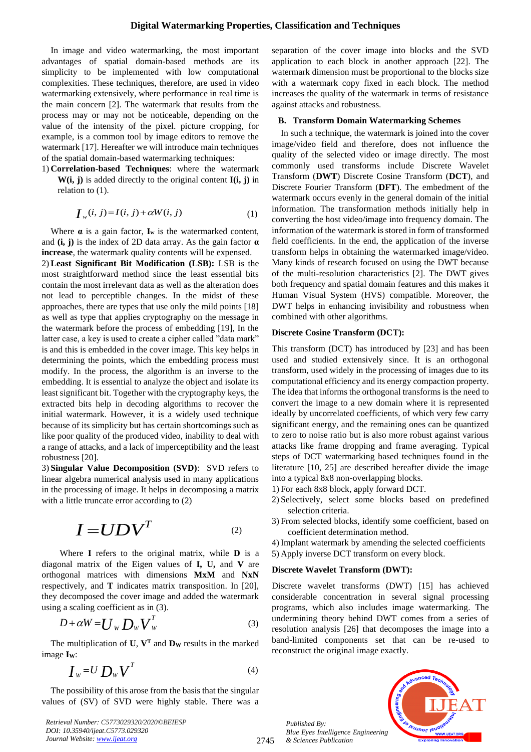In image and video watermarking, the most important advantages of spatial domain-based methods are its simplicity to be implemented with low computational complexities. These techniques, therefore, are used in video watermarking extensively, where performance in real time is the main concern [2]. The watermark that results from the process may or may not be noticeable, depending on the value of the intensity of the pixel. picture cropping, for example, is a common tool by image editors to remove the watermark [17]. Hereafter we will introduce main techniques of the spatial domain-based watermarking techniques:

1) **Correlation-based Techniques**: where the watermark **W(i, j)** is added directly to the original content **I(i, j)** in relation to (1).

$$I_w(i,j) = I(i,j) + \alpha W(i,j) \quad (1)$$

Where **α** is a gain factor, $\mathbf{I_w}$ is the watermarked content, and **(i, j)** is the index of 2D data array. As the gain factor **α increase**, the watermark quality contents will be expensed.

2) **Least Significant Bit Modification (LSB):** LSB is the most straightforward method since the least essential bits contain the most irrelevant data as well as the alteration does not lead to perceptible changes. In the midst of these approaches, there are types that use only the mild points [18] as well as type that applies cryptography on the message in the watermark before the process of embedding [19], In the latter case, a key is used to create a cipher called "data mark" is and this is embedded in the cover image. This key helps in determining the points, which the embedding process must modify. In the process, the algorithm is an inverse to the embedding. It is essential to analyze the object and isolate its least significant bit. Together with the cryptography keys, the extracted bits help in decoding algorithms to recover the initial watermark. However, it is a widely used technique because of its simplicity but has certain shortcomings such as like poor quality of the produced video, inability to deal with a range of attacks, and a lack of imperceptibility and the least robustness [20].

3) **Singular Value Decomposition (SVD)**: SVD refers to linear algebra numerical analysis used in many applications in the processing of image. It helps in decomposing a matrix with a little truncate error according to (2)

$$I = UDV^T \quad (2)$$

Where **I** refers to the original matrix, while **D** is a diagonal matrix of the Eigen values of **I, U,** and **V** are orthogonal matrices with dimensions **MxM** and **NxN** respectively, and **T** indicates matrix transposition. In [20], they decomposed the cover image and added the watermark using a scaling coefficient as in (3).

$$D + \alpha W = U_W D_W V_W^T \quad (3)$$

The multiplication of **U**, $\mathbf{V^T}$ and $\mathbf{D_W}$ results in the marked image $\mathbf{I_W}$:

$$I_W = U D_W V^T \quad (4)$$

The possibility of this arose from the basis that the singular values of (SV) of SVD were highly stable. There was a separation of the cover image into blocks and the SVD application to each block in another approach [22]. The watermark dimension must be proportional to the blocks size with a watermark copy fixed in each block. The method increases the quality of the watermark in terms of resistance against attacks and robustness.

### B. Transform Domain Watermarking Schemes

In such a technique, the watermark is joined into the cover image/video field and therefore, does not influence the quality of the selected video or image directly. The most commonly used transforms include Discrete Wavelet Transform (**DWT**) Discrete Cosine Transform (**DCT**), and Discrete Fourier Transform (**DFT**). The embedment of the watermark occurs evenly in the general domain of the initial information. The transformation methods initially help in converting the host video/image into frequency domain. The information of the watermark is stored in form of transformed field coefficients. In the end, the application of the inverse transform helps in obtaining the watermarked image/video. Many kinds of research focused on using the DWT because of the multi-resolution characteristics [2]. The DWT gives both frequency and spatial domain features and this makes it Human Visual System (HVS) compatible. Moreover, the DWT helps in enhancing invisibility and robustness when combined with other algorithms.

#### Discrete Cosine Transform (DCT):

This transform (DCT) has introduced by [23] and has been used and studied extensively since. It is an orthogonal transform, used widely in the processing of images due to its computational efficiency and its energy compaction property. The idea that informs the orthogonal transforms is the need to convert the image to a new domain where it is represented ideally by uncorrelated coefficients, of which very few carry significant energy, and the remaining ones can be quantized to zero to noise ratio but is also more robust against various attacks like frame dropping and frame averaging. Typical steps of DCT watermarking based techniques found in the literature [10, 25] are described hereafter divide the image into a typical 8x8 non-overlapping blocks.

1) For each 8x8 block, apply forward DCT.
2) Selectively, select some blocks based on predefined selection criteria.
3) From selected blocks, identify some coefficient, based on coefficient determination method.
4) Implant watermark by amending the selected coefficients
5) Apply inverse DCT transform on every block.

#### Discrete Wavelet Transform (DWT):

Discrete wavelet transforms (DWT) [15] has achieved considerable concentration in several signal processing programs, which also includes image watermarking. The undermining theory behind DWT comes from a series of resolution analysis [26] that decomposes the image into a band-limited components set that can be re-used to reconstruct the original image exactly.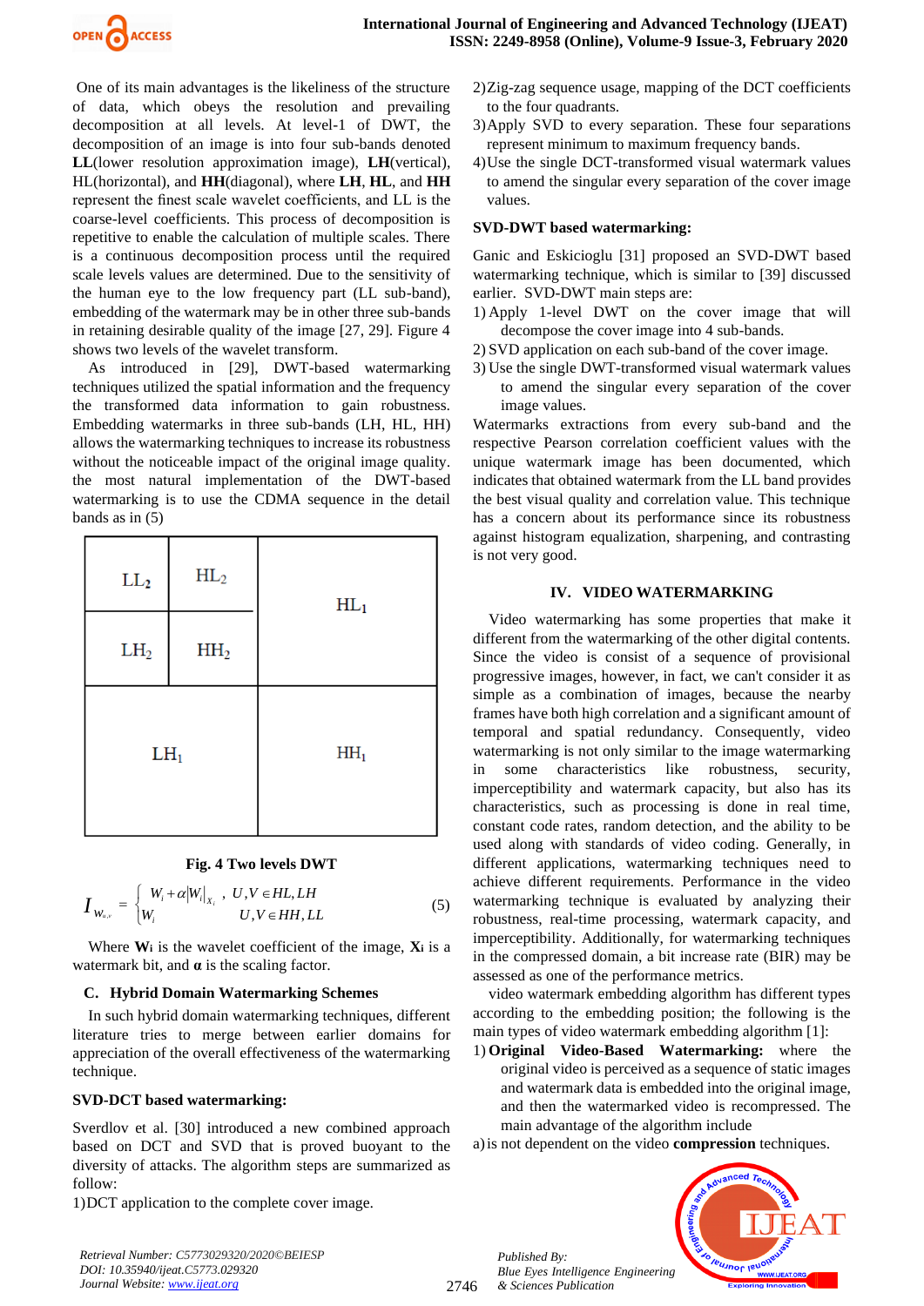One of its main advantages is the likeliness of the structure of data, which obeys the resolution and prevailing decomposition at all levels. At level-1 of DWT, the decomposition of an image is into four sub-bands denoted **LL**(lower resolution approximation image), **LH**(vertical), HL(horizontal), and **HH**(diagonal), where **LH**, **HL**, and **HH** represent the finest scale wavelet coefficients, and LL is the coarse-level coefficients. This process of decomposition is repetitive to enable the calculation of multiple scales. There is a continuous decomposition process until the required scale levels values are determined. Due to the sensitivity of the human eye to the low frequency part (LL sub-band), embedding of the watermark may be in other three sub-bands in retaining desirable quality of the image [27, 29]. Figure 4 shows two levels of the wavelet transform.

As introduced in [29], DWT-based watermarking techniques utilized the spatial information and the frequency the transformed data information to gain robustness. Embedding watermarks in three sub-bands (LH, HL, HH) allows the watermarking techniques to increase its robustness without the noticeable impact of the original image quality. the most natural implementation of the DWT-based watermarking is to use the CDMA sequence in the detail bands as in (5)

| $LL_2$ | $HL_2$ | $HL_1$ |
|---|---|---|
| $LH_2$ | $HH_2$ | |
| $LH_1$ | | $HH_1$ |

**Fig. 4 Two levels DWT**

$$I_{W_{u,v}} = \begin{cases} W_i + \alpha |W_i|_{X_i}, & U,V \in HL, LH \\ W_i & U,V \in HH, LL \end{cases} \quad (5)$$

Where $\mathbf{W_i}$ is the wavelet coefficient of the image, $\mathbf{X_i}$ is a watermark bit, and $\boldsymbol{\alpha}$ is the scaling factor.

### C. Hybrid Domain Watermarking Schemes

In such hybrid domain watermarking techniques, different literature tries to merge between earlier domains for appreciation of the overall effectiveness of the watermarking technique.

#### SVD-DCT based watermarking:

Sverdlov et al. [30] introduced a new combined approach based on DCT and SVD that is proved buoyant to the diversity of attacks. The algorithm steps are summarized as follow:

1) DCT application to the complete cover image.
2) Zig-zag sequence usage, mapping of the DCT coefficients to the four quadrants.
3) Apply SVD to every separation. These four separations represent minimum to maximum frequency bands.
4) Use the single DCT-transformed visual watermark values to amend the singular every separation of the cover image values.

#### SVD-DWT based watermarking:

Ganic and Eskicioglu [31] proposed an SVD-DWT based watermarking technique, which is similar to [39] discussed earlier. SVD-DWT main steps are:

1) Apply 1-level DWT on the cover image that will decompose the cover image into 4 sub-bands.
2) SVD application on each sub-band of the cover image.
3) Use the single DWT-transformed visual watermark values to amend the singular every separation of the cover image values.

Watermarks extractions from every sub-band and the respective Pearson correlation coefficient values with the unique watermark image has been documented, which indicates that obtained watermark from the LL band provides the best visual quality and correlation value. This technique has a concern about its performance since its robustness against histogram equalization, sharpening, and contrasting is not very good.

## IV. VIDEO WATERMARKING

Video watermarking has some properties that make it different from the watermarking of the other digital contents. Since the video is consist of a sequence of provisional progressive images, however, in fact, we can't consider it as simple as a combination of images, because the nearby frames have both high correlation and a significant amount of temporal and spatial redundancy. Consequently, video watermarking is not only similar to the image watermarking in some characteristics like robustness, security, imperceptibility and watermark capacity, but also has its characteristics, such as processing is done in real time, constant code rates, random detection, and the ability to be used along with standards of video coding. Generally, in different applications, watermarking techniques need to achieve different requirements. Performance in the video watermarking technique is evaluated by analyzing their robustness, real-time processing, watermark capacity, and imperceptibility. Additionally, for watermarking techniques in the compressed domain, a bit increase rate (BIR) may be assessed as one of the performance metrics.

video watermark embedding algorithm has different types according to the embedding position; the following is the main types of video watermark embedding algorithm [1]:

1) **Original Video-Based Watermarking:** where the original video is perceived as a sequence of static images and watermark data is embedded into the original image, and then the watermarked video is recompressed. The main advantage of the algorithm include

a) is not dependent on the video **compression** techniques.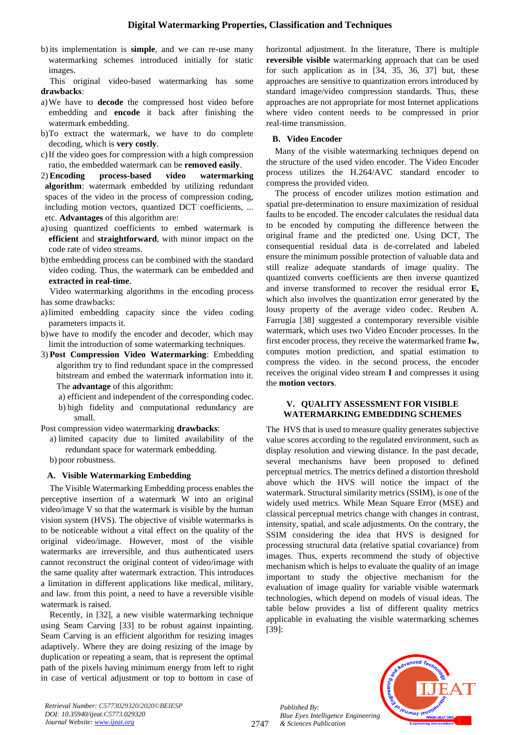b) its implementation is **simple**, and we can re-use many watermarking schemes introduced initially for static images.

This original video-based watermarking has some **drawbacks**:

a) We have to **decode** the compressed host video before embedding and **encode** it back after finishing the watermark embedding.

b) To extract the watermark, we have to do complete decoding, which is **very costly**.

c) If the video goes for compression with a high compression ratio, the embedded watermark can be **removed easily**.

2) **Encoding process-based video watermarking algorithm**: watermark embedded by utilizing redundant spaces of the video in the process of compression coding, including motion vectors, quantized DCT coefficients, ... etc. **Advantages** of this algorithm are:

a) using quantized coefficients to embed watermark is **efficient** and **straightforward**, with minor impact on the code rate of video streams.

b) the embedding process can be combined with the standard video coding. Thus, the watermark can be embedded and **extracted in real-time**.

Video watermarking algorithms in the encoding process has some drawbacks:

a) limited embedding capacity since the video coding parameters impacts it.

b) we have to modify the encoder and decoder, which may limit the introduction of some watermarking techniques.

3) **Post Compression Video Watermarking**: Embedding algorithm try to find redundant space in the compressed bitstream and embed the watermark information into it. The **advantage** of this algorithm:

a) efficient and independent of the corresponding codec.

b) high fidelity and computational redundancy are small.

Post compression video watermarking **drawbacks**:

a) limited capacity due to limited availability of the redundant space for watermark embedding.

b) poor robustness.

### A. Visible Watermarking Embedding

The Visible Watermarking Embedding process enables the perceptive insertion of a watermark W into an original video/image V so that the watermark is visible by the human vision system (HVS). The objective of visible watermarks is to be noticeable without a vital effect on the quality of the original video/image. However, most of the visible watermarks are irreversible, and thus authenticated users cannot reconstruct the original content of video/image with the same quality after watermark extraction. This introduces a limitation in different applications like medical, military, and law. from this point, a need to have a reversible visible watermark is raised.

Recently, in [32], a new visible watermarking technique using Seam Carving [33] to be robust against inpainting. Seam Carving is an efficient algorithm for resizing images adaptively. Where they are doing resizing of the image by duplication or repeating a seam, that is represent the optimal path of the pixels having minimum energy from left to right in case of vertical adjustment or top to bottom in case of horizontal adjustment. In the literature, There is multiple **reversible visible** watermarking approach that can be used for such application as in [34, 35, 36, 37] but, these approaches are sensitive to quantization errors introduced by standard image/video compression standards. Thus, these approaches are not appropriate for most Internet applications where video content needs to be compressed in prior real-time transmission.

### B. Video Encoder

Many of the visible watermarking techniques depend on the structure of the used video encoder. The Video Encoder process utilizes the H.264/AVC standard encoder to compress the provided video.

The process of encoder utilizes motion estimation and spatial pre-determination to ensure maximization of residual faults to be encoded. The encoder calculates the residual data to be encoded by computing the difference between the original frame and the predicted one. Using DCT, The consequential residual data is de-correlated and labeled ensure the minimum possible protection of valuable data and still realize adequate standards of image quality. The quantized converts coefficients are then inverse quantized and inverse transformed to recover the residual error **E,** which also involves the quantization error generated by the lousy property of the average video codec. Reuben A. Farrugia [38] suggested a contemporary reversible visible watermark, which uses two Video Encoder processes. In the first encoder process, they receive the watermarked frame $\mathbf{I_W}$, computes motion prediction, and spatial estimation to compress the video. in the second process, the encoder receives the original video stream **I** and compresses it using the **motion vectors**.

## V. QUALITY ASSESSMENT FOR VISIBLE WATERMARKING EMBEDDING SCHEMES

The HVS that is used to measure quality generates subjective value scores according to the regulated environment, such as display resolution and viewing distance. In the past decade, several mechanisms have been proposed to defined perceptual metrics. The metrics defined a distortion threshold above which the HVS will notice the impact of the watermark. Structural similarity metrics (SSIM), is one of the widely used metrics. While Mean Square Error (MSE) and classical perceptual metrics change with changes in contrast, intensity, spatial, and scale adjustments. On the contrary, the SSIM considering the idea that HVS is designed for processing structural data (relative spatial covariance) from images. Thus, experts recommend the study of objective mechanism which is helps to evaluate the quality of an image important to study the objective mechanism for the evaluation of image quality for variable visible watermark technologies, which depend on models of visual ideas. The table below provides a list of different quality metrics applicable in evaluating the visible watermarking schemes [39]: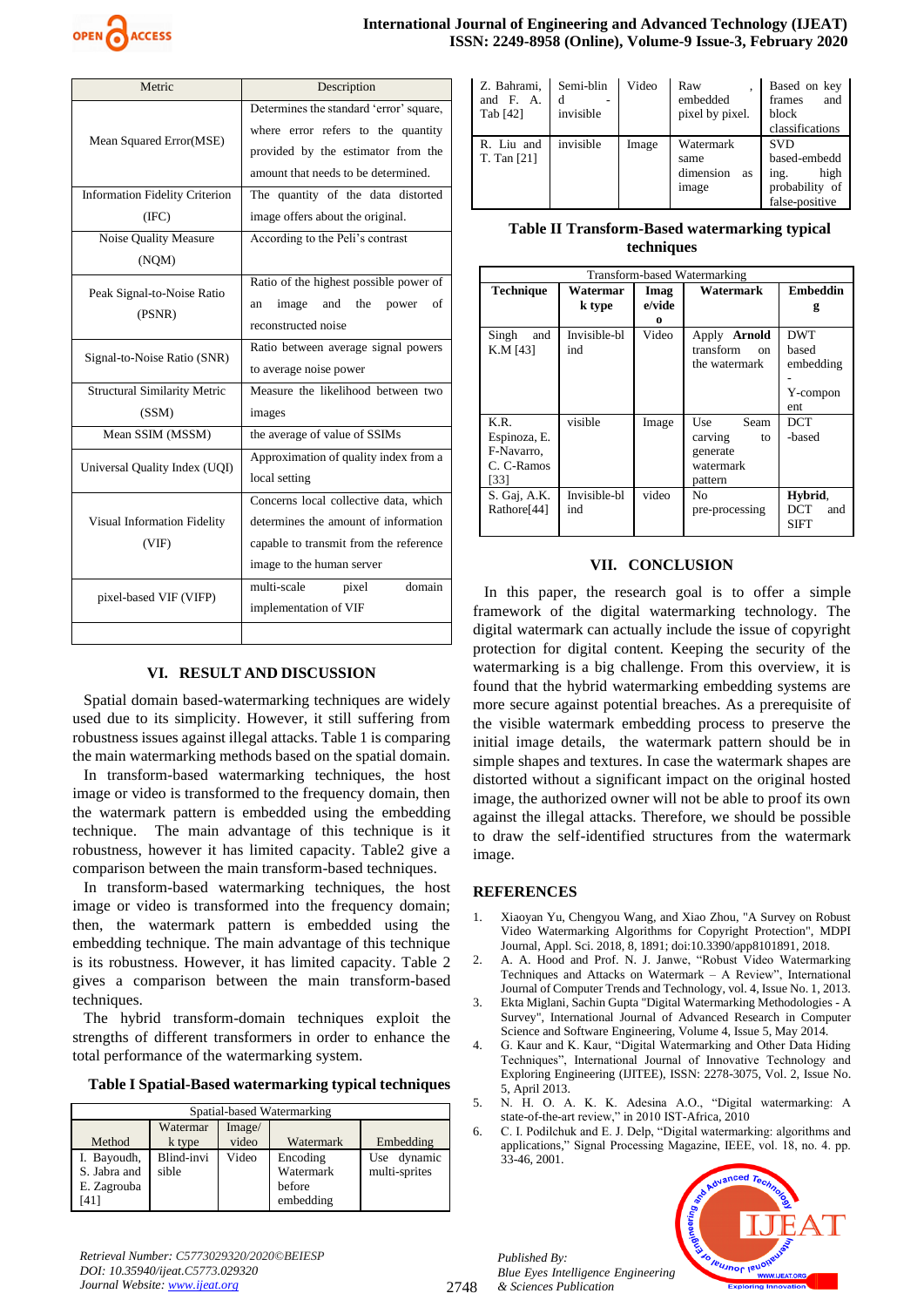| Metric | Description |
|---|---|
| Mean Squared Error(MSE) | Determines the standard 'error' square, where error refers to the quantity provided by the estimator from the amount that needs to be determined. |
| Information Fidelity Criterion (IFC) | The quantity of the data distorted image offers about the original. |
| Noise Quality Measure (NQM) | According to the Peli's contrast |
| Peak Signal-to-Noise Ratio (PSNR) | Ratio of the highest possible power of an image and the power of reconstructed noise |
| Signal-to-Noise Ratio (SNR) | Ratio between average signal powers to average noise power |
| Structural Similarity Metric (SSM) | Measure the likelihood between two images |
| Mean SSIM (MSSM) | the average of value of SSIMs |
| Universal Quality Index (UQI) | Approximation of quality index from a local setting |
| Visual Information Fidelity (VIF) | Concerns local collective data, which determines the amount of information capable to transmit from the reference image to the human server |
| pixel-based VIF (VIFP) | multi-scale pixel domain implementation of VIF |
| | |

## VI. RESULT AND DISCUSSION

Spatial domain based-watermarking techniques are widely used due to its simplicity. However, it still suffering from robustness issues against illegal attacks. Table 1 is comparing the main watermarking methods based on the spatial domain.

In transform-based watermarking techniques, the host image or video is transformed to the frequency domain, then the watermark pattern is embedded using the embedding technique. The main advantage of this technique is it robustness, however it has limited capacity. Table2 give a comparison between the main transform-based techniques.

In transform-based watermarking techniques, the host image or video is transformed into the frequency domain; then, the watermark pattern is embedded using the embedding technique. The main advantage of this technique is its robustness. However, it has limited capacity. Table 2 gives a comparison between the main transform-based techniques.

The hybrid transform-domain techniques exploit the strengths of different transformers in order to enhance the total performance of the watermarking system.

**Table I Spatial-Based watermarking typical techniques**

| Spatial-based Watermarking | | | | |
|---|---|---|---|---|
| Method | Watermark type | Image/video | Watermark | Embedding |
| I. Bayoudh, S. Jabra and E. Zagrouba [41] | Blind-invisible | Video | Encoding Watermark before embedding | Use dynamic multi-sprites |
| Z. Bahrami, and F. A. Tab [42] | Semi-blind - invisible | Video | Raw , embedded pixel by pixel. | Based on key frames and block classifications |
| R. Liu and T. Tan [21] | invisible | Image | Watermark same dimension as image | SVD based-embedding, high probability of false-positive |

**Table II Transform-Based watermarking typical techniques**

| Transform-based Watermarking | | | | |
|---|---|---|---|---|
| **Technique** | **Watermark type** | **Image/video** | **Watermark** | **Embedding** |
| Singh and K.M [43] | Invisible-blind | Video | Apply **Arnold** transform on the watermark | DWT based embedding - Y-component |
| K.R. Espinoza, E. F-Navarro, C. C-Ramos [33] | visible | Image | Use Seam carving to generate watermark pattern | DCT -based |
| S. Gaj, A.K. Rathore[44] | Invisible-blind | video | No pre-processing | **Hybrid**, DCT and SIFT |

## VII. CONCLUSION

In this paper, the research goal is to offer a simple framework of the digital watermarking technology. The digital watermark can actually include the issue of copyright protection for digital content. Keeping the security of the watermarking is a big challenge. From this overview, it is found that the hybrid watermarking embedding systems are more secure against potential breaches. As a prerequisite of the visible watermark embedding process to preserve the initial image details, the watermark pattern should be in simple shapes and textures. In case the watermark shapes are distorted without a significant impact on the original hosted image, the authorized owner will not be able to proof its own against the illegal attacks. Therefore, we should be possible to draw the self-identified structures from the watermark image.

## REFERENCES

1. Xiaoyan Yu, Chengyou Wang, and Xiao Zhou, "A Survey on Robust Video Watermarking Algorithms for Copyright Protection", MDPI Journal, Appl. Sci. 2018, 8, 1891; doi:10.3390/app8101891, 2018.
2. A. A. Hood and Prof. N. J. Janwe, "Robust Video Watermarking Techniques and Attacks on Watermark – A Review", International Journal of Computer Trends and Technology, vol. 4, Issue No. 1, 2013.
3. Ekta Miglani, Sachin Gupta "Digital Watermarking Methodologies - A Survey", International Journal of Advanced Research in Computer Science and Software Engineering, Volume 4, Issue 5, May 2014.
4. G. Kaur and K. Kaur, "Digital Watermarking and Other Data Hiding Techniques", International Journal of Innovative Technology and Exploring Engineering (IJITEE), ISSN: 2278-3075, Vol. 2, Issue No. 5, April 2013.
5. N. H. O. A. K. K. Adesina A.O., "Digital watermarking: A state-of-the-art review," in 2010 IST-Africa, 2010
6. C. I. Podilchuk and E. J. Delp, "Digital watermarking: algorithms and applications," Signal Processing Magazine, IEEE, vol. 18, no. 4. pp. 33-46, 2001.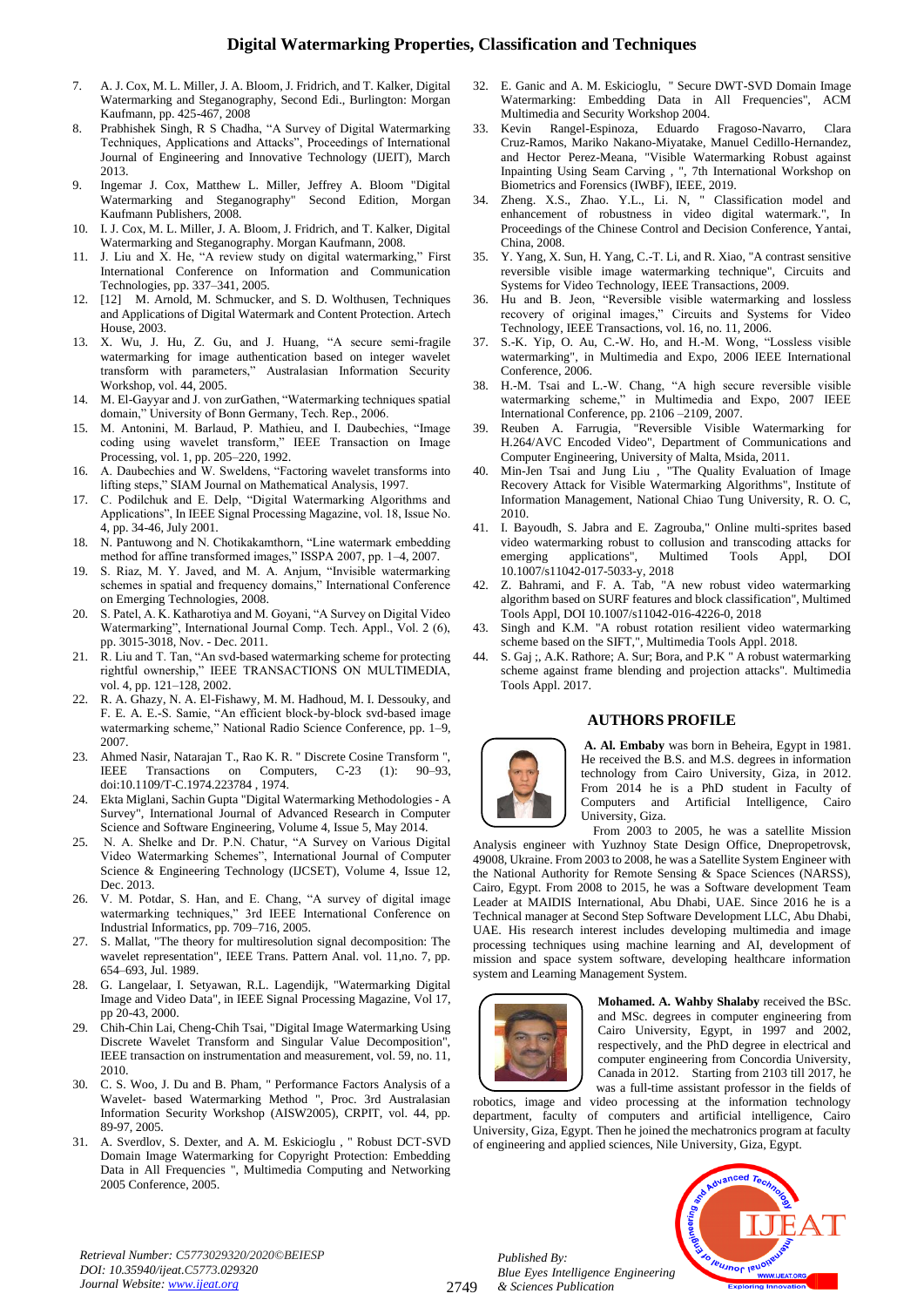7. A. J. Cox, M. L. Miller, J. A. Bloom, J. Fridrich, and T. Kalker, Digital Watermarking and Steganography, Second Edi., Burlington: Morgan Kaufmann, pp. 425-467, 2008
8. Prabhishek Singh, R S Chadha, "A Survey of Digital Watermarking Techniques, Applications and Attacks", Proceedings of International Journal of Engineering and Innovative Technology (IJEIT), March 2013.
9. Ingemar J. Cox, Matthew L. Miller, Jeffrey A. Bloom "Digital Watermarking and Steganography" Second Edition, Morgan Kaufmann Publishers, 2008.
10. I. J. Cox, M. L. Miller, J. A. Bloom, J. Fridrich, and T. Kalker, Digital Watermarking and Steganography. Morgan Kaufmann, 2008.
11. J. Liu and X. He, "A review study on digital watermarking," First International Conference on Information and Communication Technologies, pp. 337–341, 2005.
12. [12] M. Arnold, M. Schmucker, and S. D. Wolthusen, Techniques and Applications of Digital Watermark and Content Protection. Artech House, 2003.
13. X. Wu, J. Hu, Z. Gu, and J. Huang, "A secure semi-fragile watermarking for image authentication based on integer wavelet transform with parameters," Australasian Information Security Workshop, vol. 44, 2005.
14. M. El-Gayyar and J. von zurGathen, "Watermarking techniques spatial domain," University of Bonn Germany, Tech. Rep., 2006.
15. M. Antonini, M. Barlaud, P. Mathieu, and I. Daubechies, "Image coding using wavelet transform," IEEE Transaction on Image Processing, vol. 1, pp. 205–220, 1992.
16. A. Daubechies and W. Sweldens, "Factoring wavelet transforms into lifting steps," SIAM Journal on Mathematical Analysis, 1997.
17. C. Podilchuk and E. Delp, "Digital Watermarking Algorithms and Applications", In IEEE Signal Processing Magazine, vol. 18, Issue No. 4, pp. 34-46, July 2001.
18. N. Pantuwong and N. Chotikakamthorn, "Line watermark embedding method for affine transformed images," ISSPA 2007, pp. 1–4, 2007.
19. S. Riaz, M. Y. Javed, and M. A. Anjum, "Invisible watermarking schemes in spatial and frequency domains," International Conference on Emerging Technologies, 2008.
20. S. Patel, A. K. Katharotiya and M. Goyani, "A Survey on Digital Video Watermarking", International Journal Comp. Tech. Appl., Vol. 2 (6), pp. 3015-3018, Nov. - Dec. 2011.
21. R. Liu and T. Tan, "An svd-based watermarking scheme for protecting rightful ownership," IEEE TRANSACTIONS ON MULTIMEDIA, vol. 4, pp. 121–128, 2002.
22. R. A. Ghazy, N. A. El-Fishawy, M. M. Hadhoud, M. I. Dessouky, and F. E. A. E.-S. Samie, "An efficient block-by-block svd-based image watermarking scheme," National Radio Science Conference, pp. 1–9, 2007.
23. Ahmed Nasir, Natarajan T., Rao K. R. " Discrete Cosine Transform ", IEEE Transactions on Computers, C-23 (1): 90–93, doi:10.1109/T-C.1974.223784 , 1974.
24. Ekta Miglani, Sachin Gupta "Digital Watermarking Methodologies - A Survey", International Journal of Advanced Research in Computer Science and Software Engineering, Volume 4, Issue 5, May 2014.
25. N. A. Shelke and Dr. P.N. Chatur, "A Survey on Various Digital Video Watermarking Schemes", International Journal of Computer Science & Engineering Technology (IJCSET), Volume 4, Issue 12, Dec. 2013.
26. V. M. Potdar, S. Han, and E. Chang, "A survey of digital image watermarking techniques," 3rd IEEE International Conference on Industrial Informatics, pp. 709–716, 2005.
27. S. Mallat, "The theory for multiresolution signal decomposition: The wavelet representation", IEEE Trans. Pattern Anal. vol. 11,no. 7, pp. 654–693, Jul. 1989.
28. G. Langelaar, I. Setyawan, R.L. Lagendijk, "Watermarking Digital Image and Video Data", in IEEE Signal Processing Magazine, Vol 17, pp 20-43, 2000.
29. Chih-Chin Lai, Cheng-Chih Tsai, "Digital Image Watermarking Using Discrete Wavelet Transform and Singular Value Decomposition", IEEE transaction on instrumentation and measurement, vol. 59, no. 11, 2010.
30. C. S. Woo, J. Du and B. Pham, " Performance Factors Analysis of a Wavelet- based Watermarking Method ", Proc. 3rd Australasian Information Security Workshop (AISW2005), CRPIT, vol. 44, pp. 89-97, 2005.
31. A. Sverdlov, S. Dexter, and A. M. Eskicioglu , " Robust DCT-SVD Domain Image Watermarking for Copyright Protection: Embedding Data in All Frequencies ", Multimedia Computing and Networking 2005 Conference, 2005.
32. E. Ganic and A. M. Eskicioglu, " Secure DWT-SVD Domain Image Watermarking: Embedding Data in All Frequencies", ACM Multimedia and Security Workshop 2004.
33. Kevin Rangel-Espinoza, Eduardo Fragoso-Navarro, Clara Cruz-Ramos, Mariko Nakano-Miyatake, Manuel Cedillo-Hernandez, and Hector Perez-Meana, "Visible Watermarking Robust against Inpainting Using Seam Carving , ", 7th International Workshop on Biometrics and Forensics (IWBF), IEEE, 2019.
34. Zheng. X.S., Zhao. Y.L., Li. N, " Classification model and enhancement of robustness in video digital watermark.", In Proceedings of the Chinese Control and Decision Conference, Yantai, China, 2008.
35. Y. Yang, X. Sun, H. Yang, C.-T. Li, and R. Xiao, "A contrast sensitive reversible visible image watermarking technique", Circuits and Systems for Video Technology, IEEE Transactions, 2009.
36. Hu and B. Jeon, "Reversible visible watermarking and lossless recovery of original images," Circuits and Systems for Video Technology, IEEE Transactions, vol. 16, no. 11, 2006.
37. S.-K. Yip, O. Au, C.-W. Ho, and H.-M. Wong, "Lossless visible watermarking", in Multimedia and Expo, 2006 IEEE International Conference, 2006.
38. H.-M. Tsai and L.-W. Chang, "A high secure reversible visible watermarking scheme," in Multimedia and Expo, 2007 IEEE International Conference, pp. 2106 –2109, 2007.
39. Reuben A. Farrugia, "Reversible Visible Watermarking for H.264/AVC Encoded Video", Department of Communications and Computer Engineering, University of Malta, Msida, 2011.
40. Min-Jen Tsai and Jung Liu , "The Quality Evaluation of Image Recovery Attack for Visible Watermarking Algorithms", Institute of Information Management, National Chiao Tung University, R. O. C, 2010.
41. I. Bayoudh, S. Jabra and E. Zagrouba," Online multi-sprites based video watermarking robust to collusion and transcoding attacks for emerging applications", Multimed Tools Appl, DOI 10.1007/s11042-017-5033-y, 2018
42. Z. Bahrami, and F. A. Tab, "A new robust video watermarking algorithm based on SURF features and block classification", Multimed Tools Appl, DOI 10.1007/s11042-016-4226-0, 2018
43. Singh and K.M. "A robust rotation resilient video watermarking scheme based on the SIFT,", Multimedia Tools Appl. 2018.
44. S. Gaj ;, A.K. Rathore; A. Sur; Bora, and P.K " A robust watermarking scheme against frame blending and projection attacks". Multimedia Tools Appl. 2017.

## AUTHORS PROFILE

**A. Al. Embaby** was born in Beheira, Egypt in 1981. He received the B.S. and M.S. degrees in information technology from Cairo University, Giza, in 2012. From 2014 he is a PhD student in Faculty of Computers and Artificial Intelligence, Cairo University, Giza.

From 2003 to 2005, he was a satellite Mission Analysis engineer with Yuzhnoy State Design Office, Dnepropetrovsk, 49008, Ukraine. From 2003 to 2008, he was a Satellite System Engineer with the National Authority for Remote Sensing & Space Sciences (NARSS), Cairo, Egypt. From 2008 to 2015, he was a Software development Team Leader at MAIDIS International, Abu Dhabi, UAE. Since 2016 he is a Technical manager at Second Step Software Development LLC, Abu Dhabi, UAE. His research interest includes developing multimedia and image processing techniques using machine learning and AI, development of mission and space system software, developing healthcare information system and Learning Management System.

**Mohamed. A. Wahby Shalaby** received the BSc. and MSc. degrees in computer engineering from Cairo University, Egypt, in 1997 and 2002, respectively, and the PhD degree in electrical and computer engineering from Concordia University, Canada in 2012. Starting from 2103 till 2017, he was a full-time assistant professor in the fields of robotics, image and video processing at the information technology department, faculty of computers and artificial intelligence, Cairo University, Giza, Egypt. Then he joined the mechatronics program at faculty of engineering and applied sciences, Nile University, Giza, Egypt.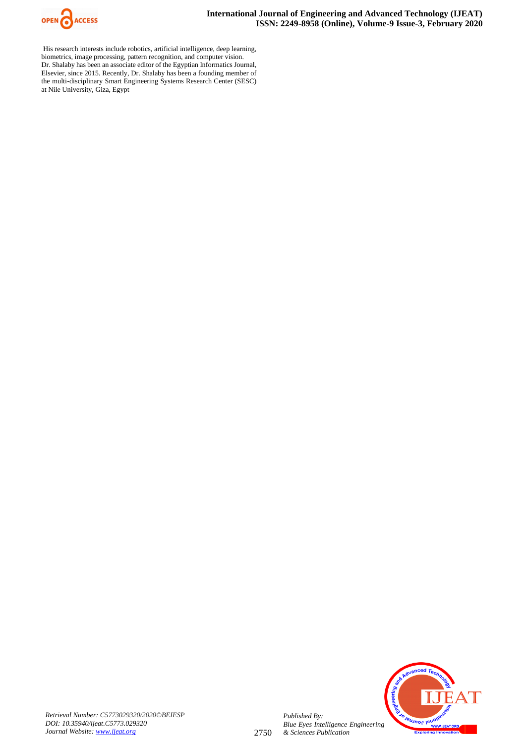His research interests include robotics, artificial intelligence, deep learning, biometrics, image processing, pattern recognition, and computer vision. Dr. Shalaby has been an associate editor of the Egyptian Informatics Journal, Elsevier, since 2015. Recently, Dr. Shalaby has been a founding member of the multi-disciplinary Smart Engineering Systems Research Center (SESC) at Nile University, Giza, Egypt